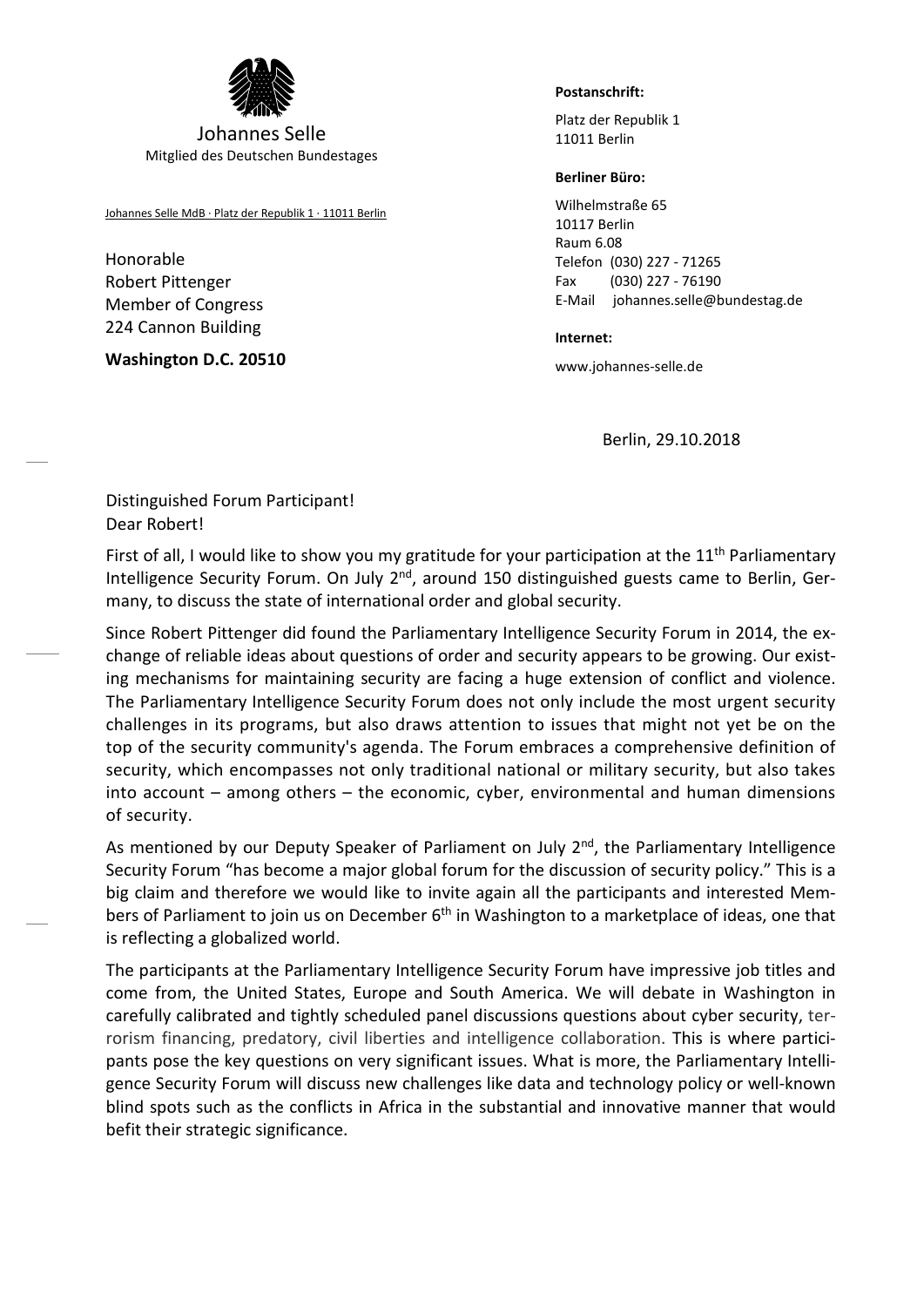Johannes Selle
Mitglied des Deutschen Bundestages

Johannes Selle MdB · Platz der Republik 1 · 11011 Berlin

Honorable
Robert Pittenger
Member of Congress
224 Cannon Building

**Washington D.C. 20510**

**Postanschrift:**

Platz der Republik 1
11011 Berlin

**Berliner Büro:**

Wilhelmstraße 65
10117 Berlin
Raum 6.08
Telefon (030) 227 - 71265
Fax (030) 227 - 76190
E-Mail johannes.selle@bundestag.de

**Internet:**

www.johannes-selle.de

Berlin, 29.10.2018

Distinguished Forum Participant!
Dear Robert!

First of all, I would like to show you my gratitude for your participation at the 11th Parliamentary Intelligence Security Forum. On July 2nd, around 150 distinguished guests came to Berlin, Germany, to discuss the state of international order and global security.

Since Robert Pittenger did found the Parliamentary Intelligence Security Forum in 2014, the exchange of reliable ideas about questions of order and security appears to be growing. Our existing mechanisms for maintaining security are facing a huge extension of conflict and violence. The Parliamentary Intelligence Security Forum does not only include the most urgent security challenges in its programs, but also draws attention to issues that might not yet be on the top of the security community's agenda. The Forum embraces a comprehensive definition of security, which encompasses not only traditional national or military security, but also takes into account – among others – the economic, cyber, environmental and human dimensions of security.

As mentioned by our Deputy Speaker of Parliament on July 2nd, the Parliamentary Intelligence Security Forum "has become a major global forum for the discussion of security policy." This is a big claim and therefore we would like to invite again all the participants and interested Members of Parliament to join us on December 6th in Washington to a marketplace of ideas, one that is reflecting a globalized world.

The participants at the Parliamentary Intelligence Security Forum have impressive job titles and come from, the United States, Europe and South America. We will debate in Washington in carefully calibrated and tightly scheduled panel discussions questions about cyber security, terrorism financing, predatory, civil liberties and intelligence collaboration. This is where participants pose the key questions on very significant issues. What is more, the Parliamentary Intelligence Security Forum will discuss new challenges like data and technology policy or well-known blind spots such as the conflicts in Africa in the substantial and innovative manner that would befit their strategic significance.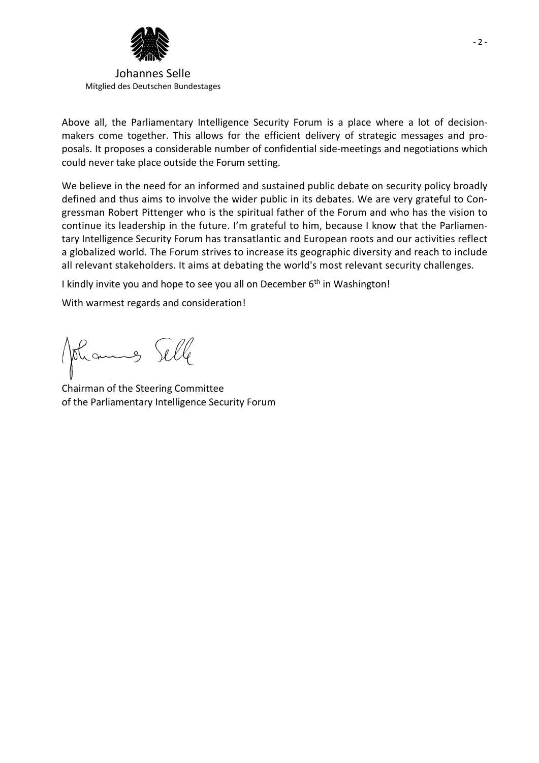Johannes Selle
Mitglied des Deutschen Bundestages

Above all, the Parliamentary Intelligence Security Forum is a place where a lot of decision-makers come together. This allows for the efficient delivery of strategic messages and proposals. It proposes a considerable number of confidential side-meetings and negotiations which could never take place outside the Forum setting.

We believe in the need for an informed and sustained public debate on security policy broadly defined and thus aims to involve the wider public in its debates. We are very grateful to Congressman Robert Pittenger who is the spiritual father of the Forum and who has the vision to continue its leadership in the future. I'm grateful to him, because I know that the Parliamentary Intelligence Security Forum has transatlantic and European roots and our activities reflect a globalized world. The Forum strives to increase its geographic diversity and reach to include all relevant stakeholders. It aims at debating the world's most relevant security challenges.

I kindly invite you and hope to see you all on December 6th in Washington!

With warmest regards and consideration!

Johannes Selle

Chairman of the Steering Committee
of the Parliamentary Intelligence Security Forum